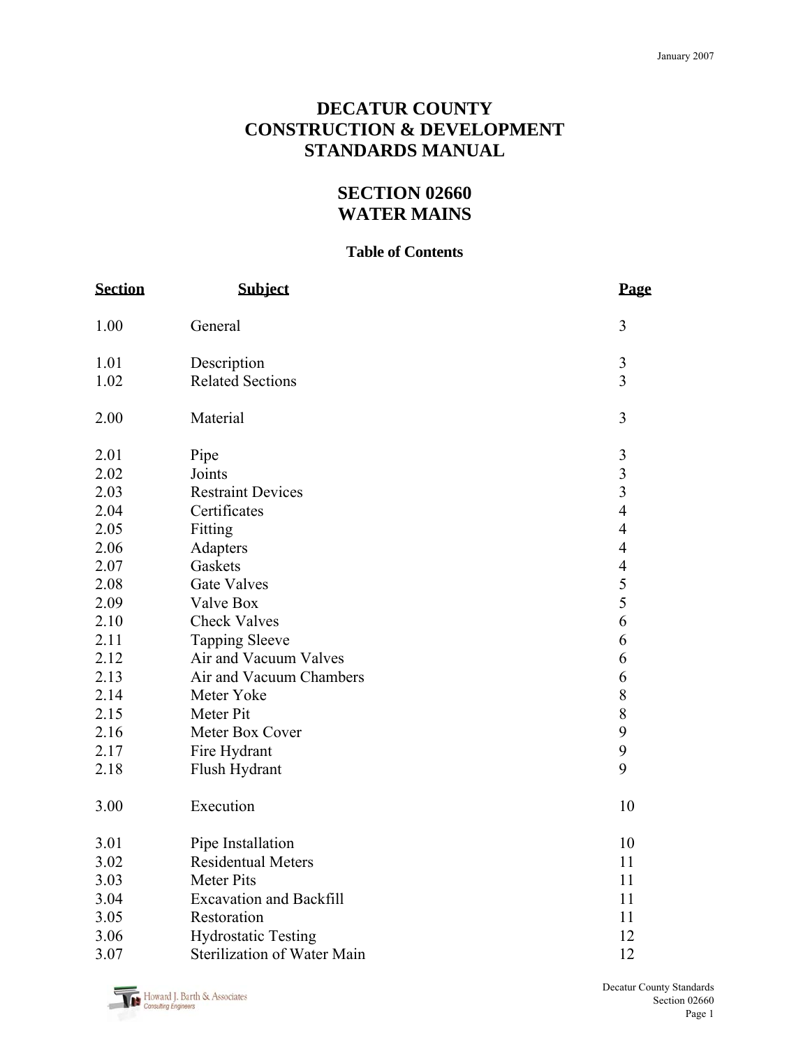# DECATUR COUNTY CONSTRUCTION & DEVELOPMENT STANDARDS MANUAL

## SECTION 02660 WATER MAINS

### Table of Contents

| Section | Subject | Page |
|---|---|---|
| 1.00 | General | 3 |
| 1.01 | Description | 3 |
| 1.02 | Related Sections | 3 |
| 2.00 | Material | 3 |
| 2.01 | Pipe | 3 |
| 2.02 | Joints | 3 |
| 2.03 | Restraint Devices | 3 |
| 2.04 | Certificates | 4 |
| 2.05 | Fitting | 4 |
| 2.06 | Adapters | 4 |
| 2.07 | Gaskets | 4 |
| 2.08 | Gate Valves | 5 |
| 2.09 | Valve Box | 5 |
| 2.10 | Check Valves | 6 |
| 2.11 | Tapping Sleeve | 6 |
| 2.12 | Air and Vacuum Valves | 6 |
| 2.13 | Air and Vacuum Chambers | 6 |
| 2.14 | Meter Yoke | 8 |
| 2.15 | Meter Pit | 8 |
| 2.16 | Meter Box Cover | 9 |
| 2.17 | Fire Hydrant | 9 |
| 2.18 | Flush Hydrant | 9 |
| 3.00 | Execution | 10 |
| 3.01 | Pipe Installation | 10 |
| 3.02 | Residentual Meters | 11 |
| 3.03 | Meter Pits | 11 |
| 3.04 | Excavation and Backfill | 11 |
| 3.05 | Restoration | 11 |
| 3.06 | Hydrostatic Testing | 12 |
| 3.07 | Sterilization of Water Main | 12 |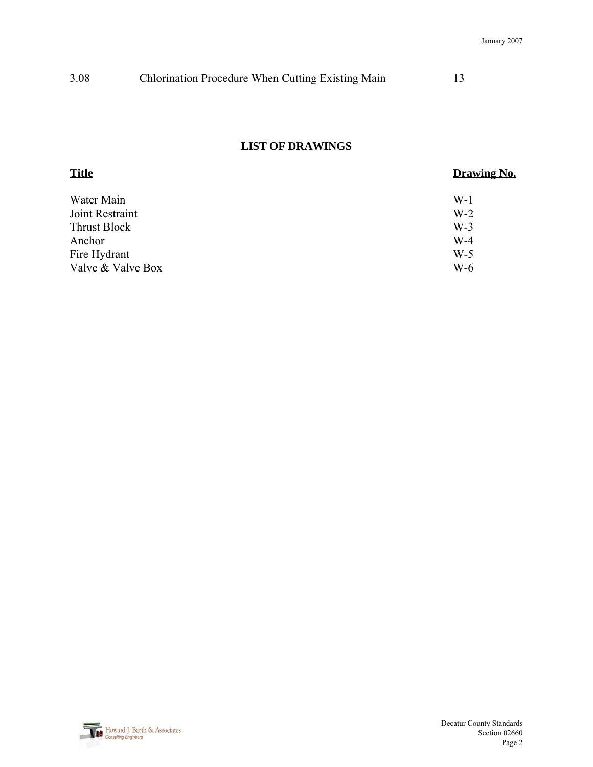| 3.08 | Chlorination Procedure When Cutting Existing Main | 13 |
|---|---|---|

## LIST OF DRAWINGS

| Title | Drawing No. |
|---|---|
| Water Main | W-1 |
| Joint Restraint | W-2 |
| Thrust Block | W-3 |
| Anchor | W-4 |
| Fire Hydrant | W-5 |
| Valve & Valve Box | W-6 |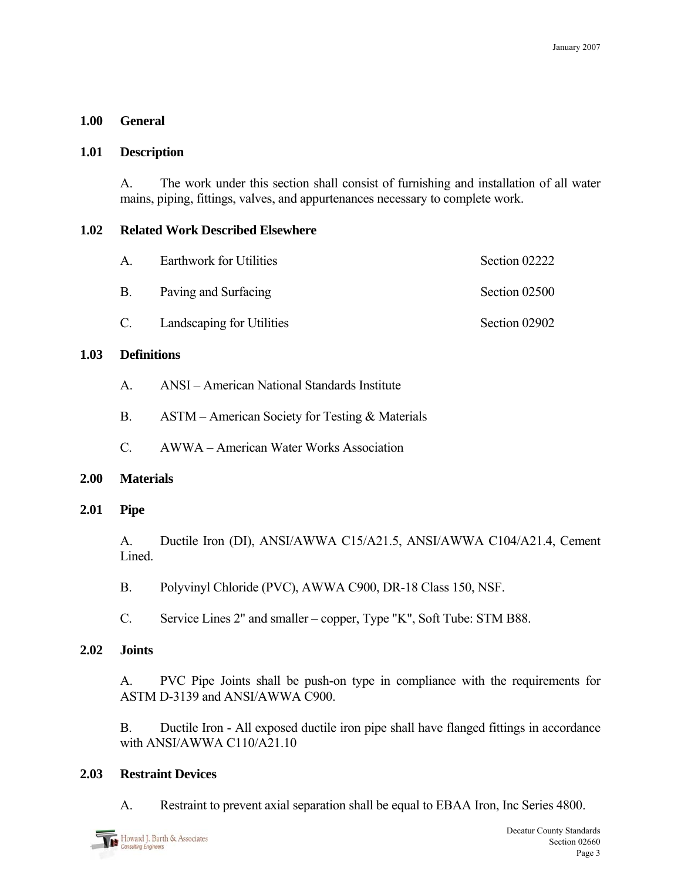## 1.00 General

### 1.01 Description

A. The work under this section shall consist of furnishing and installation of all water mains, piping, fittings, valves, and appurtenances necessary to complete work.

### 1.02 Related Work Described Elsewhere

| | | |
|---|---|---|
| A. | Earthwork for Utilities | Section 02222 |
| B. | Paving and Surfacing | Section 02500 |
| C. | Landscaping for Utilities | Section 02902 |

### 1.03 Definitions

A. ANSI – American National Standards Institute

B. ASTM – American Society for Testing & Materials

C. AWWA – American Water Works Association

## 2.00 Materials

### 2.01 Pipe

A. Ductile Iron (DI), ANSI/AWWA C15/A21.5, ANSI/AWWA C104/A21.4, Cement Lined.

B. Polyvinyl Chloride (PVC), AWWA C900, DR-18 Class 150, NSF.

C. Service Lines 2" and smaller – copper, Type "K", Soft Tube: STM B88.

### 2.02 Joints

A. PVC Pipe Joints shall be push-on type in compliance with the requirements for ASTM D-3139 and ANSI/AWWA C900.

B. Ductile Iron - All exposed ductile iron pipe shall have flanged fittings in accordance with ANSI/AWWA C110/A21.10

### 2.03 Restraint Devices

A. Restraint to prevent axial separation shall be equal to EBAA Iron, Inc Series 4800.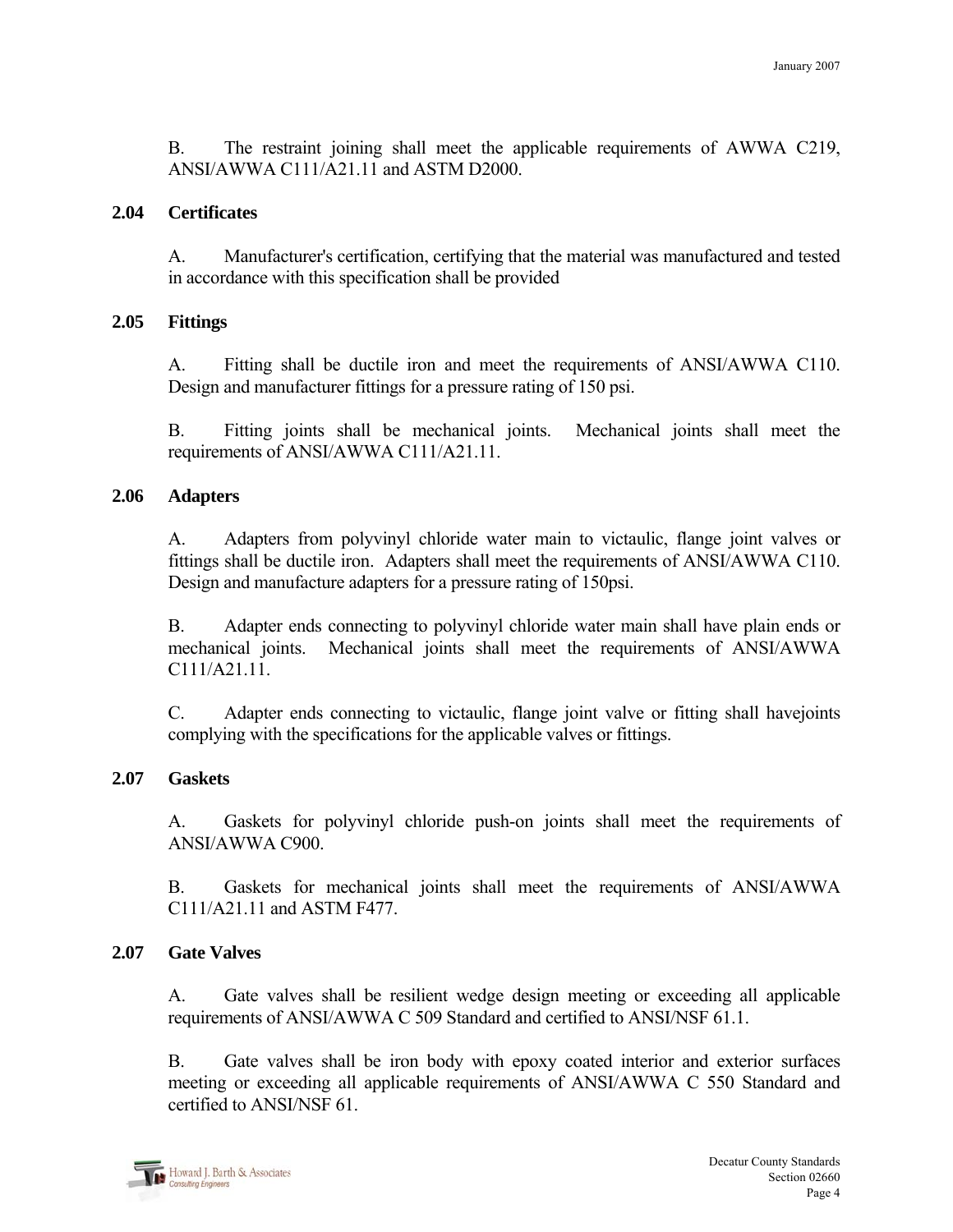B. The restraint joining shall meet the applicable requirements of AWWA C219, ANSI/AWWA C111/A21.11 and ASTM D2000.

### 2.04 Certificates

A. Manufacturer's certification, certifying that the material was manufactured and tested in accordance with this specification shall be provided

### 2.05 Fittings

A. Fitting shall be ductile iron and meet the requirements of ANSI/AWWA C110. Design and manufacturer fittings for a pressure rating of 150 psi.

B. Fitting joints shall be mechanical joints. Mechanical joints shall meet the requirements of ANSI/AWWA C111/A21.11.

### 2.06 Adapters

A. Adapters from polyvinyl chloride water main to victaulic, flange joint valves or fittings shall be ductile iron. Adapters shall meet the requirements of ANSI/AWWA C110. Design and manufacture adapters for a pressure rating of 150psi.

B. Adapter ends connecting to polyvinyl chloride water main shall have plain ends or mechanical joints. Mechanical joints shall meet the requirements of ANSI/AWWA C111/A21.11.

C. Adapter ends connecting to victaulic, flange joint valve or fitting shall havejoints complying with the specifications for the applicable valves or fittings.

### 2.07 Gaskets

A. Gaskets for polyvinyl chloride push-on joints shall meet the requirements of ANSI/AWWA C900.

B. Gaskets for mechanical joints shall meet the requirements of ANSI/AWWA C111/A21.11 and ASTM F477.

### 2.07 Gate Valves

A. Gate valves shall be resilient wedge design meeting or exceeding all applicable requirements of ANSI/AWWA C 509 Standard and certified to ANSI/NSF 61.1.

B. Gate valves shall be iron body with epoxy coated interior and exterior surfaces meeting or exceeding all applicable requirements of ANSI/AWWA C 550 Standard and certified to ANSI/NSF 61.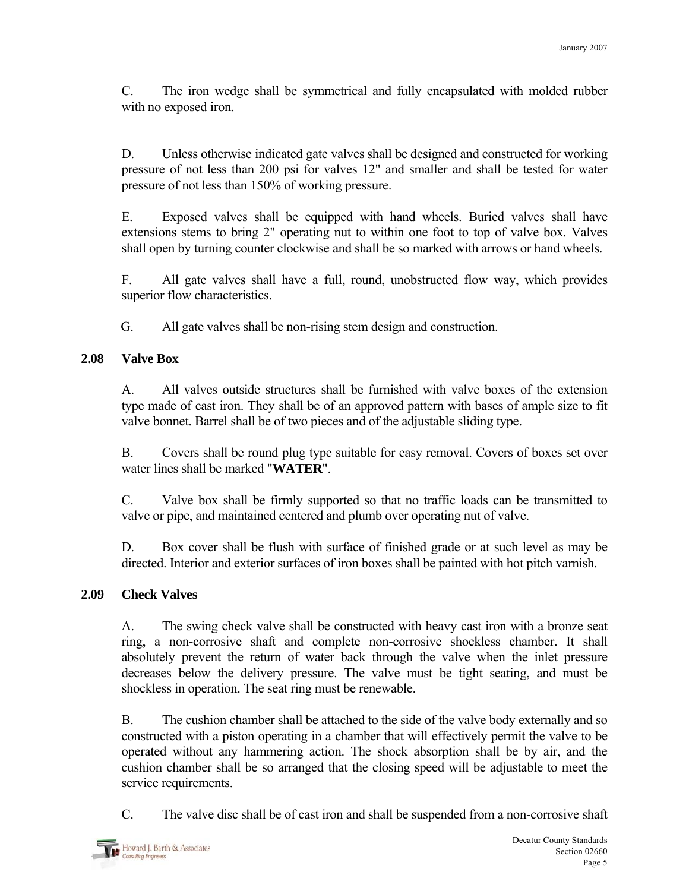C. The iron wedge shall be symmetrical and fully encapsulated with molded rubber with no exposed iron.

D. Unless otherwise indicated gate valves shall be designed and constructed for working pressure of not less than 200 psi for valves 12" and smaller and shall be tested for water pressure of not less than 150% of working pressure.

E. Exposed valves shall be equipped with hand wheels. Buried valves shall have extensions stems to bring 2" operating nut to within one foot to top of valve box. Valves shall open by turning counter clockwise and shall be so marked with arrows or hand wheels.

F. All gate valves shall have a full, round, unobstructed flow way, which provides superior flow characteristics.

G. All gate valves shall be non-rising stem design and construction.

## 2.08 Valve Box

A. All valves outside structures shall be furnished with valve boxes of the extension type made of cast iron. They shall be of an approved pattern with bases of ample size to fit valve bonnet. Barrel shall be of two pieces and of the adjustable sliding type.

B. Covers shall be round plug type suitable for easy removal. Covers of boxes set over water lines shall be marked "**WATER**".

C. Valve box shall be firmly supported so that no traffic loads can be transmitted to valve or pipe, and maintained centered and plumb over operating nut of valve.

D. Box cover shall be flush with surface of finished grade or at such level as may be directed. Interior and exterior surfaces of iron boxes shall be painted with hot pitch varnish.

## 2.09 Check Valves

A. The swing check valve shall be constructed with heavy cast iron with a bronze seat ring, a non-corrosive shaft and complete non-corrosive shockless chamber. It shall absolutely prevent the return of water back through the valve when the inlet pressure decreases below the delivery pressure. The valve must be tight seating, and must be shockless in operation. The seat ring must be renewable.

B. The cushion chamber shall be attached to the side of the valve body externally and so constructed with a piston operating in a chamber that will effectively permit the valve to be operated without any hammering action. The shock absorption shall be by air, and the cushion chamber shall be so arranged that the closing speed will be adjustable to meet the service requirements.

C. The valve disc shall be of cast iron and shall be suspended from a non-corrosive shaft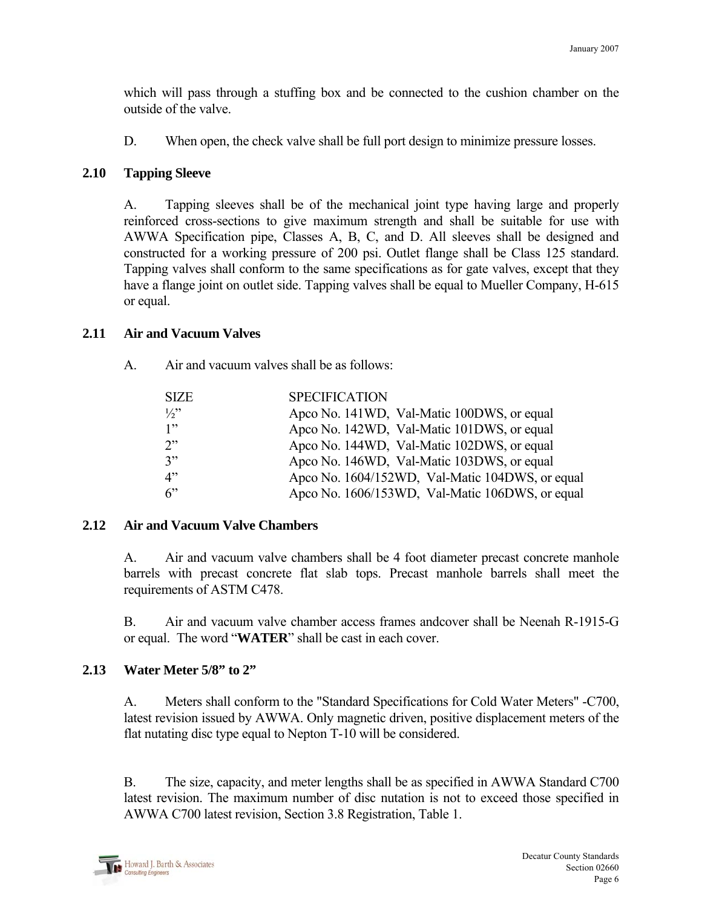which will pass through a stuffing box and be connected to the cushion chamber on the outside of the valve.

D. When open, the check valve shall be full port design to minimize pressure losses.

## 2.10 Tapping Sleeve

A. Tapping sleeves shall be of the mechanical joint type having large and properly reinforced cross-sections to give maximum strength and shall be suitable for use with AWWA Specification pipe, Classes A, B, C, and D. All sleeves shall be designed and constructed for a working pressure of 200 psi. Outlet flange shall be Class 125 standard. Tapping valves shall conform to the same specifications as for gate valves, except that they have a flange joint on outlet side. Tapping valves shall be equal to Mueller Company, H-615 or equal.

## 2.11 Air and Vacuum Valves

A. Air and vacuum valves shall be as follows:

| SIZE | SPECIFICATION |
|---|---|
| ½” | Apco No. 141WD, Val-Matic 100DWS, or equal |
| 1” | Apco No. 142WD, Val-Matic 101DWS, or equal |
| 2” | Apco No. 144WD, Val-Matic 102DWS, or equal |
| 3” | Apco No. 146WD, Val-Matic 103DWS, or equal |
| 4” | Apco No. 1604/152WD, Val-Matic 104DWS, or equal |
| 6” | Apco No. 1606/153WD, Val-Matic 106DWS, or equal |

## 2.12 Air and Vacuum Valve Chambers

A. Air and vacuum valve chambers shall be 4 foot diameter precast concrete manhole barrels with precast concrete flat slab tops. Precast manhole barrels shall meet the requirements of ASTM C478.

B. Air and vacuum valve chamber access frames andcover shall be Neenah R-1915-G or equal. The word “**WATER**” shall be cast in each cover.

## 2.13 Water Meter 5/8” to 2”

A. Meters shall conform to the "Standard Specifications for Cold Water Meters" -C700, latest revision issued by AWWA. Only magnetic driven, positive displacement meters of the flat nutating disc type equal to Nepton T-10 will be considered.

B. The size, capacity, and meter lengths shall be as specified in AWWA Standard C700 latest revision. The maximum number of disc nutation is not to exceed those specified in AWWA C700 latest revision, Section 3.8 Registration, Table 1.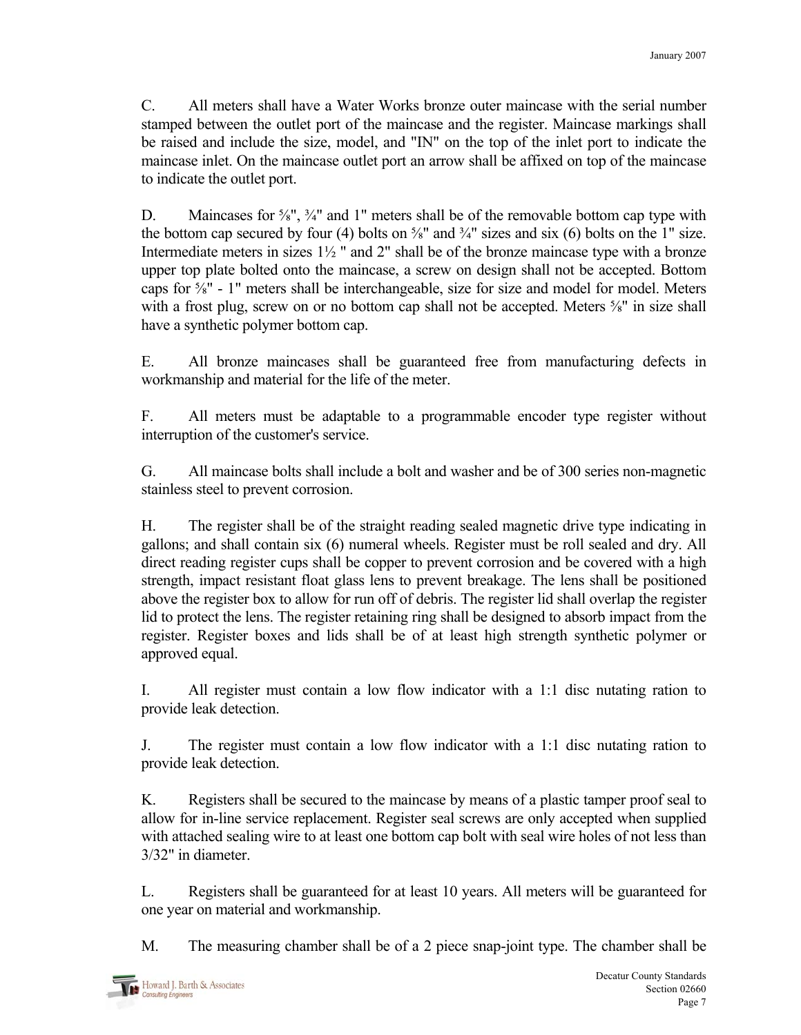C. All meters shall have a Water Works bronze outer maincase with the serial number stamped between the outlet port of the maincase and the register. Maincase markings shall be raised and include the size, model, and "IN" on the top of the inlet port to indicate the maincase inlet. On the maincase outlet port an arrow shall be affixed on top of the maincase to indicate the outlet port.

D. Maincases for ⅝", ¾" and 1" meters shall be of the removable bottom cap type with the bottom cap secured by four (4) bolts on ⅝" and ¾" sizes and six (6) bolts on the 1" size. Intermediate meters in sizes 1½ " and 2" shall be of the bronze maincase type with a bronze upper top plate bolted onto the maincase, a screw on design shall not be accepted. Bottom caps for ⅝" - 1" meters shall be interchangeable, size for size and model for model. Meters with a frost plug, screw on or no bottom cap shall not be accepted. Meters ⅝" in size shall have a synthetic polymer bottom cap.

E. All bronze maincases shall be guaranteed free from manufacturing defects in workmanship and material for the life of the meter.

F. All meters must be adaptable to a programmable encoder type register without interruption of the customer's service.

G. All maincase bolts shall include a bolt and washer and be of 300 series non-magnetic stainless steel to prevent corrosion.

H. The register shall be of the straight reading sealed magnetic drive type indicating in gallons; and shall contain six (6) numeral wheels. Register must be roll sealed and dry. All direct reading register cups shall be copper to prevent corrosion and be covered with a high strength, impact resistant float glass lens to prevent breakage. The lens shall be positioned above the register box to allow for run off of debris. The register lid shall overlap the register lid to protect the lens. The register retaining ring shall be designed to absorb impact from the register. Register boxes and lids shall be of at least high strength synthetic polymer or approved equal.

I. All register must contain a low flow indicator with a 1:1 disc nutating ration to provide leak detection.

J. The register must contain a low flow indicator with a 1:1 disc nutating ration to provide leak detection.

K. Registers shall be secured to the maincase by means of a plastic tamper proof seal to allow for in-line service replacement. Register seal screws are only accepted when supplied with attached sealing wire to at least one bottom cap bolt with seal wire holes of not less than 3/32" in diameter.

L. Registers shall be guaranteed for at least 10 years. All meters will be guaranteed for one year on material and workmanship.

M. The measuring chamber shall be of a 2 piece snap-joint type. The chamber shall be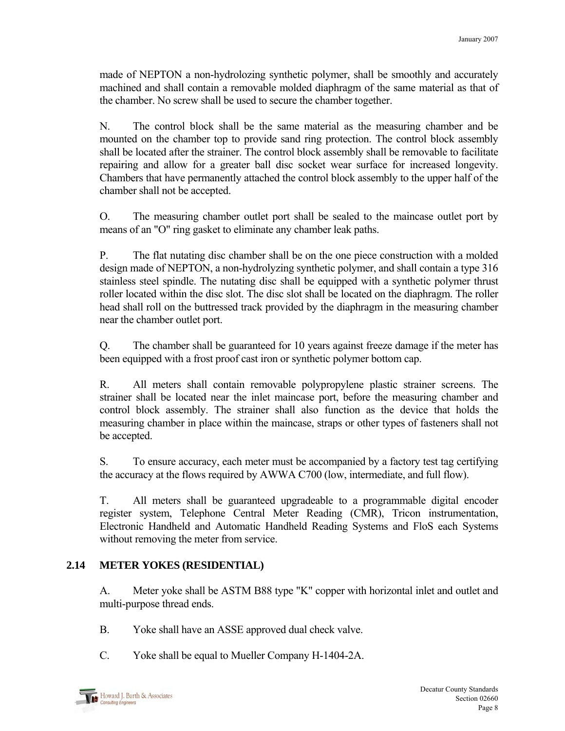made of NEPTON a non-hydrolozing synthetic polymer, shall be smoothly and accurately machined and shall contain a removable molded diaphragm of the same material as that of the chamber. No screw shall be used to secure the chamber together.

N. The control block shall be the same material as the measuring chamber and be mounted on the chamber top to provide sand ring protection. The control block assembly shall be located after the strainer. The control block assembly shall be removable to facilitate repairing and allow for a greater ball disc socket wear surface for increased longevity. Chambers that have permanently attached the control block assembly to the upper half of the chamber shall not be accepted.

O. The measuring chamber outlet port shall be sealed to the maincase outlet port by means of an "O" ring gasket to eliminate any chamber leak paths.

P. The flat nutating disc chamber shall be on the one piece construction with a molded design made of NEPTON, a non-hydrolyzing synthetic polymer, and shall contain a type 316 stainless steel spindle. The nutating disc shall be equipped with a synthetic polymer thrust roller located within the disc slot. The disc slot shall be located on the diaphragm. The roller head shall roll on the buttressed track provided by the diaphragm in the measuring chamber near the chamber outlet port.

Q. The chamber shall be guaranteed for 10 years against freeze damage if the meter has been equipped with a frost proof cast iron or synthetic polymer bottom cap.

R. All meters shall contain removable polypropylene plastic strainer screens. The strainer shall be located near the inlet maincase port, before the measuring chamber and control block assembly. The strainer shall also function as the device that holds the measuring chamber in place within the maincase, straps or other types of fasteners shall not be accepted.

S. To ensure accuracy, each meter must be accompanied by a factory test tag certifying the accuracy at the flows required by AWWA C700 (low, intermediate, and full flow).

T. All meters shall be guaranteed upgradeable to a programmable digital encoder register system, Telephone Central Meter Reading (CMR), Tricon instrumentation, Electronic Handheld and Automatic Handheld Reading Systems and FloS each Systems without removing the meter from service.

## 2.14 METER YOKES (RESIDENTIAL)

A. Meter yoke shall be ASTM B88 type "K" copper with horizontal inlet and outlet and multi-purpose thread ends.

B. Yoke shall have an ASSE approved dual check valve.

C. Yoke shall be equal to Mueller Company H-1404-2A.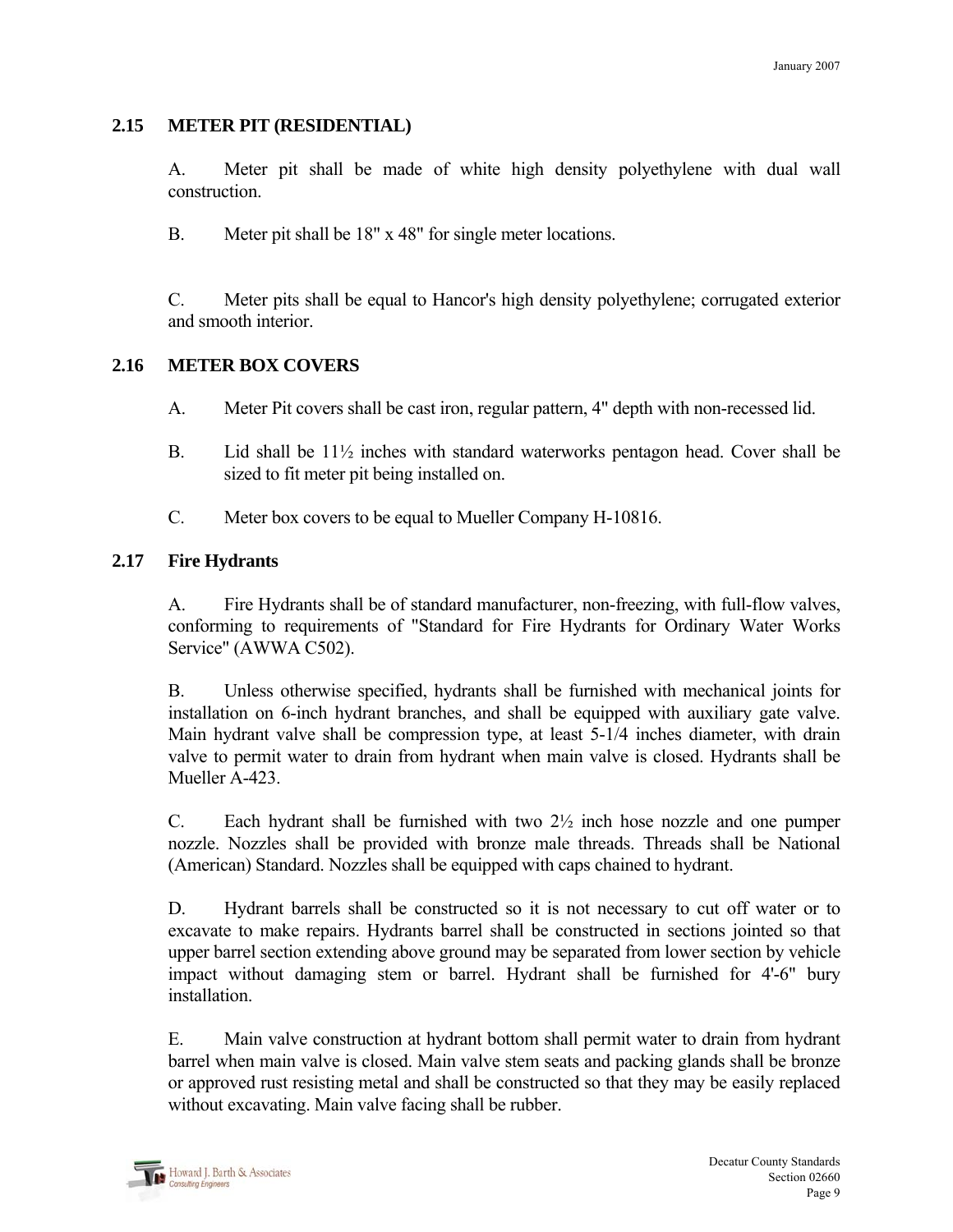## 2.15 METER PIT (RESIDENTIAL)

A. Meter pit shall be made of white high density polyethylene with dual wall construction.

B. Meter pit shall be 18" x 48" for single meter locations.

C. Meter pits shall be equal to Hancor's high density polyethylene; corrugated exterior and smooth interior.

## 2.16 METER BOX COVERS

A. Meter Pit covers shall be cast iron, regular pattern, 4" depth with non-recessed lid.

B. Lid shall be 11½ inches with standard waterworks pentagon head. Cover shall be sized to fit meter pit being installed on.

C. Meter box covers to be equal to Mueller Company H-10816.

## 2.17 Fire Hydrants

A. Fire Hydrants shall be of standard manufacturer, non-freezing, with full-flow valves, conforming to requirements of "Standard for Fire Hydrants for Ordinary Water Works Service" (AWWA C502).

B. Unless otherwise specified, hydrants shall be furnished with mechanical joints for installation on 6-inch hydrant branches, and shall be equipped with auxiliary gate valve. Main hydrant valve shall be compression type, at least 5-1/4 inches diameter, with drain valve to permit water to drain from hydrant when main valve is closed. Hydrants shall be Mueller A-423.

C. Each hydrant shall be furnished with two 2½ inch hose nozzle and one pumper nozzle. Nozzles shall be provided with bronze male threads. Threads shall be National (American) Standard. Nozzles shall be equipped with caps chained to hydrant.

D. Hydrant barrels shall be constructed so it is not necessary to cut off water or to excavate to make repairs. Hydrants barrel shall be constructed in sections jointed so that upper barrel section extending above ground may be separated from lower section by vehicle impact without damaging stem or barrel. Hydrant shall be furnished for 4'-6" bury installation.

E. Main valve construction at hydrant bottom shall permit water to drain from hydrant barrel when main valve is closed. Main valve stem seats and packing glands shall be bronze or approved rust resisting metal and shall be constructed so that they may be easily replaced without excavating. Main valve facing shall be rubber.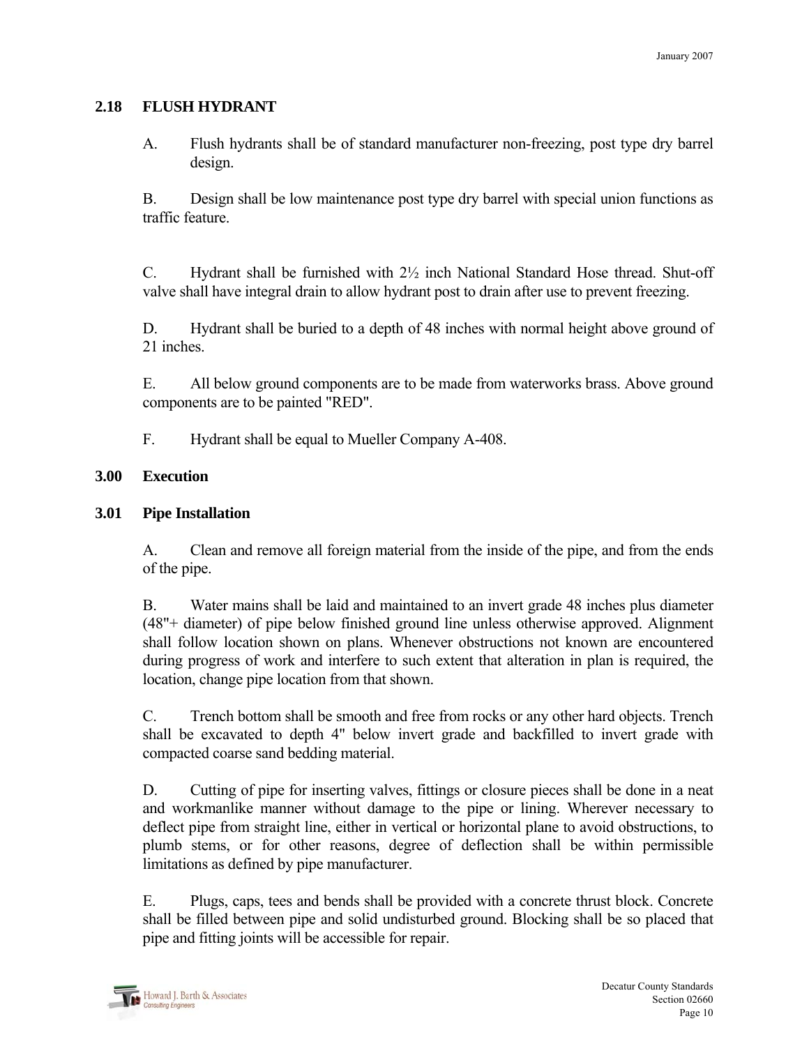### 2.18 FLUSH HYDRANT

A. Flush hydrants shall be of standard manufacturer non-freezing, post type dry barrel design.

B. Design shall be low maintenance post type dry barrel with special union functions as traffic feature.

C. Hydrant shall be furnished with 2½ inch National Standard Hose thread. Shut-off valve shall have integral drain to allow hydrant post to drain after use to prevent freezing.

D. Hydrant shall be buried to a depth of 48 inches with normal height above ground of 21 inches.

E. All below ground components are to be made from waterworks brass. Above ground components are to be painted "RED".

F. Hydrant shall be equal to Mueller Company A-408.

## 3.00 Execution

### 3.01 Pipe Installation

A. Clean and remove all foreign material from the inside of the pipe, and from the ends of the pipe.

B. Water mains shall be laid and maintained to an invert grade 48 inches plus diameter (48"+ diameter) of pipe below finished ground line unless otherwise approved. Alignment shall follow location shown on plans. Whenever obstructions not known are encountered during progress of work and interfere to such extent that alteration in plan is required, the location, change pipe location from that shown.

C. Trench bottom shall be smooth and free from rocks or any other hard objects. Trench shall be excavated to depth 4" below invert grade and backfilled to invert grade with compacted coarse sand bedding material.

D. Cutting of pipe for inserting valves, fittings or closure pieces shall be done in a neat and workmanlike manner without damage to the pipe or lining. Wherever necessary to deflect pipe from straight line, either in vertical or horizontal plane to avoid obstructions, to plumb stems, or for other reasons, degree of deflection shall be within permissible limitations as defined by pipe manufacturer.

E. Plugs, caps, tees and bends shall be provided with a concrete thrust block. Concrete shall be filled between pipe and solid undisturbed ground. Blocking shall be so placed that pipe and fitting joints will be accessible for repair.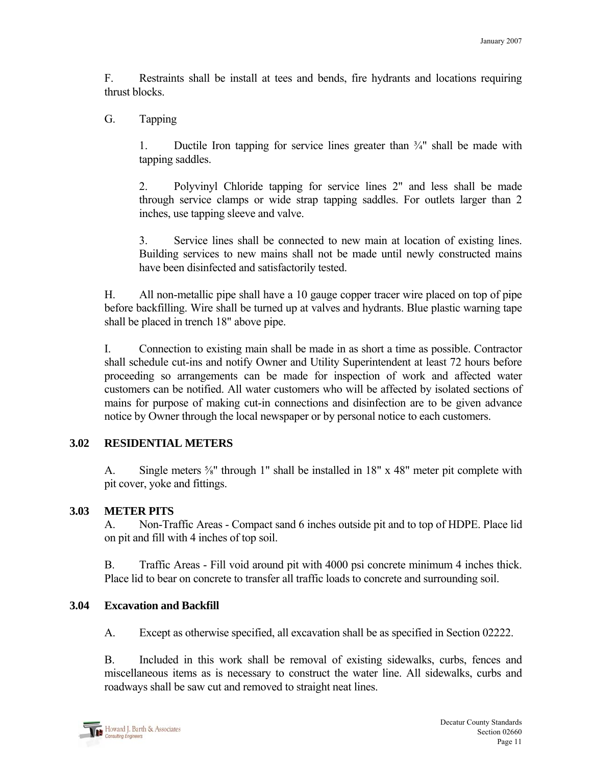F. Restraints shall be install at tees and bends, fire hydrants and locations requiring thrust blocks.

G. Tapping

1. Ductile Iron tapping for service lines greater than ¾" shall be made with tapping saddles.

2. Polyvinyl Chloride tapping for service lines 2" and less shall be made through service clamps or wide strap tapping saddles. For outlets larger than 2 inches, use tapping sleeve and valve.

3. Service lines shall be connected to new main at location of existing lines. Building services to new mains shall not be made until newly constructed mains have been disinfected and satisfactorily tested.

H. All non-metallic pipe shall have a 10 gauge copper tracer wire placed on top of pipe before backfilling. Wire shall be turned up at valves and hydrants. Blue plastic warning tape shall be placed in trench 18" above pipe.

I. Connection to existing main shall be made in as short a time as possible. Contractor shall schedule cut-ins and notify Owner and Utility Superintendent at least 72 hours before proceeding so arrangements can be made for inspection of work and affected water customers can be notified. All water customers who will be affected by isolated sections of mains for purpose of making cut-in connections and disinfection are to be given advance notice by Owner through the local newspaper or by personal notice to each customers.

## 3.02 RESIDENTIAL METERS

A. Single meters ⅝" through 1" shall be installed in 18" x 48" meter pit complete with pit cover, yoke and fittings.

## 3.03 METER PITS

A. Non-Traffic Areas - Compact sand 6 inches outside pit and to top of HDPE. Place lid on pit and fill with 4 inches of top soil.

B. Traffic Areas - Fill void around pit with 4000 psi concrete minimum 4 inches thick. Place lid to bear on concrete to transfer all traffic loads to concrete and surrounding soil.

## 3.04 Excavation and Backfill

A. Except as otherwise specified, all excavation shall be as specified in Section 02222.

B. Included in this work shall be removal of existing sidewalks, curbs, fences and miscellaneous items as is necessary to construct the water line. All sidewalks, curbs and roadways shall be saw cut and removed to straight neat lines.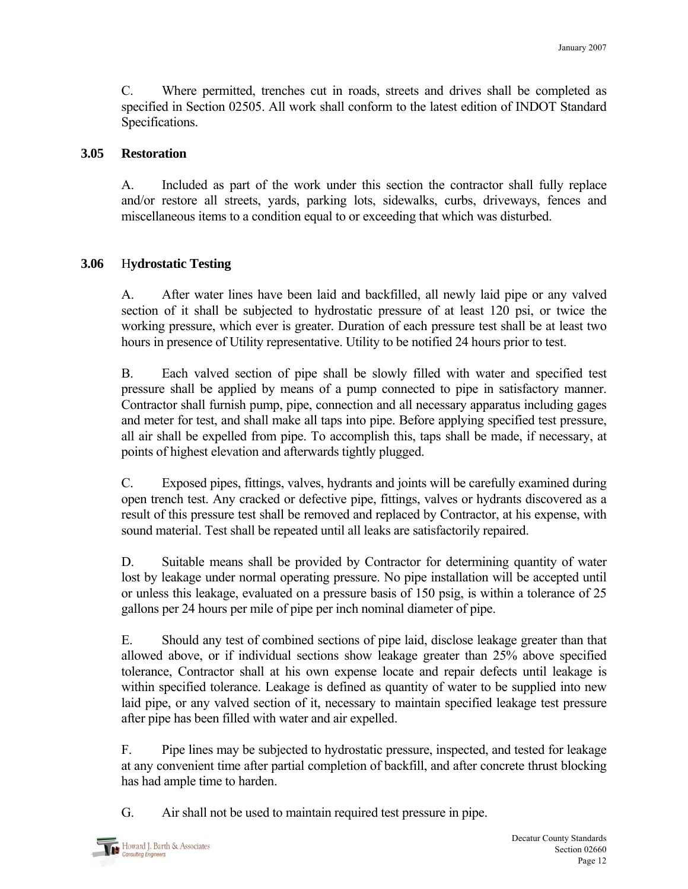C. Where permitted, trenches cut in roads, streets and drives shall be completed as specified in Section 02505. All work shall conform to the latest edition of INDOT Standard Specifications.

### 3.05 Restoration

A. Included as part of the work under this section the contractor shall fully replace and/or restore all streets, yards, parking lots, sidewalks, curbs, driveways, fences and miscellaneous items to a condition equal to or exceeding that which was disturbed.

### 3.06 Hydrostatic Testing

A. After water lines have been laid and backfilled, all newly laid pipe or any valved section of it shall be subjected to hydrostatic pressure of at least 120 psi, or twice the working pressure, which ever is greater. Duration of each pressure test shall be at least two hours in presence of Utility representative. Utility to be notified 24 hours prior to test.

B. Each valved section of pipe shall be slowly filled with water and specified test pressure shall be applied by means of a pump connected to pipe in satisfactory manner. Contractor shall furnish pump, pipe, connection and all necessary apparatus including gages and meter for test, and shall make all taps into pipe. Before applying specified test pressure, all air shall be expelled from pipe. To accomplish this, taps shall be made, if necessary, at points of highest elevation and afterwards tightly plugged.

C. Exposed pipes, fittings, valves, hydrants and joints will be carefully examined during open trench test. Any cracked or defective pipe, fittings, valves or hydrants discovered as a result of this pressure test shall be removed and replaced by Contractor, at his expense, with sound material. Test shall be repeated until all leaks are satisfactorily repaired.

D. Suitable means shall be provided by Contractor for determining quantity of water lost by leakage under normal operating pressure. No pipe installation will be accepted until or unless this leakage, evaluated on a pressure basis of 150 psig, is within a tolerance of 25 gallons per 24 hours per mile of pipe per inch nominal diameter of pipe.

E. Should any test of combined sections of pipe laid, disclose leakage greater than that allowed above, or if individual sections show leakage greater than 25% above specified tolerance, Contractor shall at his own expense locate and repair defects until leakage is within specified tolerance. Leakage is defined as quantity of water to be supplied into new laid pipe, or any valved section of it, necessary to maintain specified leakage test pressure after pipe has been filled with water and air expelled.

F. Pipe lines may be subjected to hydrostatic pressure, inspected, and tested for leakage at any convenient time after partial completion of backfill, and after concrete thrust blocking has had ample time to harden.

G. Air shall not be used to maintain required test pressure in pipe.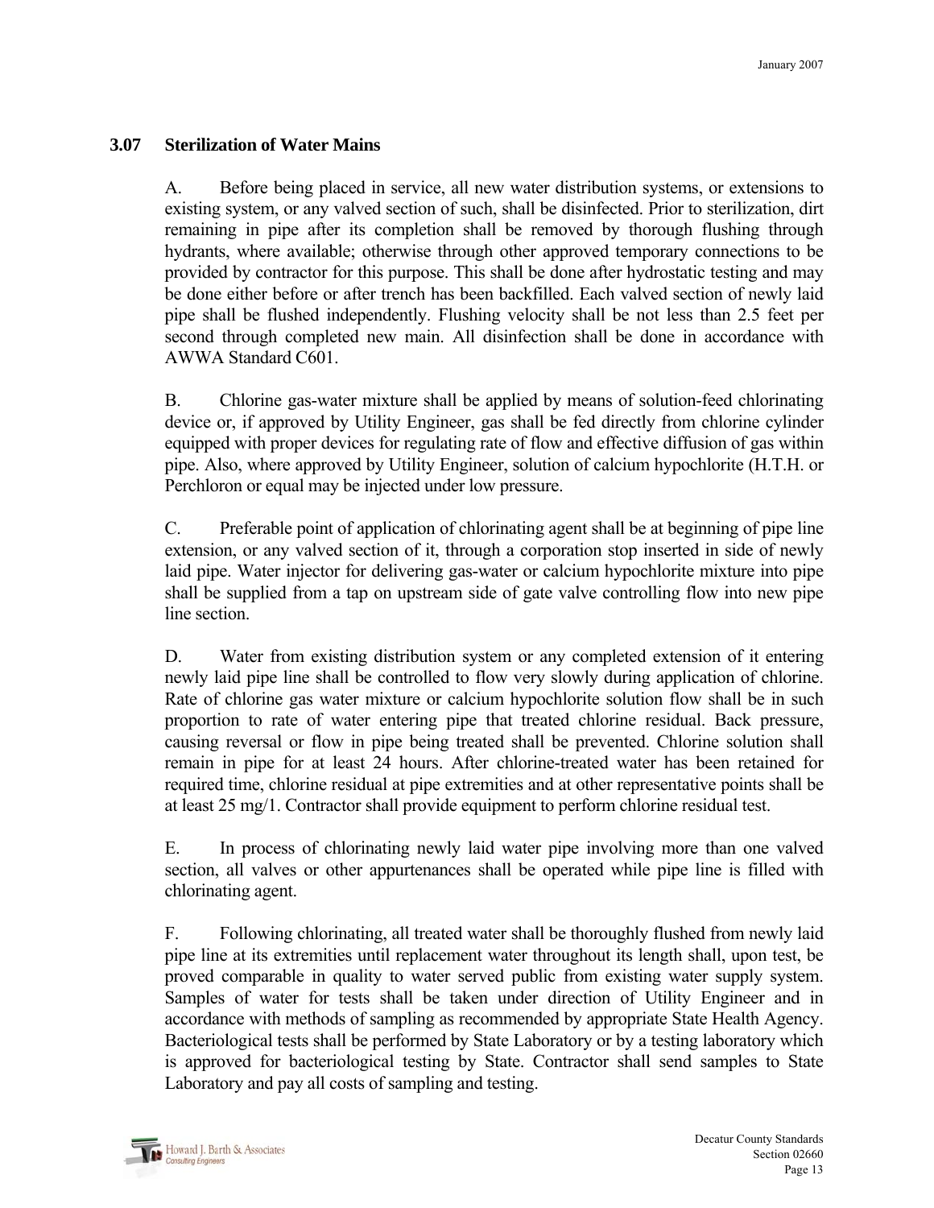### 3.07 Sterilization of Water Mains

A. Before being placed in service, all new water distribution systems, or extensions to existing system, or any valved section of such, shall be disinfected. Prior to sterilization, dirt remaining in pipe after its completion shall be removed by thorough flushing through hydrants, where available; otherwise through other approved temporary connections to be provided by contractor for this purpose. This shall be done after hydrostatic testing and may be done either before or after trench has been backfilled. Each valved section of newly laid pipe shall be flushed independently. Flushing velocity shall be not less than 2.5 feet per second through completed new main. All disinfection shall be done in accordance with AWWA Standard C601.

B. Chlorine gas-water mixture shall be applied by means of solution-feed chlorinating device or, if approved by Utility Engineer, gas shall be fed directly from chlorine cylinder equipped with proper devices for regulating rate of flow and effective diffusion of gas within pipe. Also, where approved by Utility Engineer, solution of calcium hypochlorite (H.T.H. or Perchloron or equal may be injected under low pressure.

C. Preferable point of application of chlorinating agent shall be at beginning of pipe line extension, or any valved section of it, through a corporation stop inserted in side of newly laid pipe. Water injector for delivering gas-water or calcium hypochlorite mixture into pipe shall be supplied from a tap on upstream side of gate valve controlling flow into new pipe line section.

D. Water from existing distribution system or any completed extension of it entering newly laid pipe line shall be controlled to flow very slowly during application of chlorine. Rate of chlorine gas water mixture or calcium hypochlorite solution flow shall be in such proportion to rate of water entering pipe that treated chlorine residual. Back pressure, causing reversal or flow in pipe being treated shall be prevented. Chlorine solution shall remain in pipe for at least 24 hours. After chlorine-treated water has been retained for required time, chlorine residual at pipe extremities and at other representative points shall be at least 25 mg/1. Contractor shall provide equipment to perform chlorine residual test.

E. In process of chlorinating newly laid water pipe involving more than one valved section, all valves or other appurtenances shall be operated while pipe line is filled with chlorinating agent.

F. Following chlorinating, all treated water shall be thoroughly flushed from newly laid pipe line at its extremities until replacement water throughout its length shall, upon test, be proved comparable in quality to water served public from existing water supply system. Samples of water for tests shall be taken under direction of Utility Engineer and in accordance with methods of sampling as recommended by appropriate State Health Agency. Bacteriological tests shall be performed by State Laboratory or by a testing laboratory which is approved for bacteriological testing by State. Contractor shall send samples to State Laboratory and pay all costs of sampling and testing.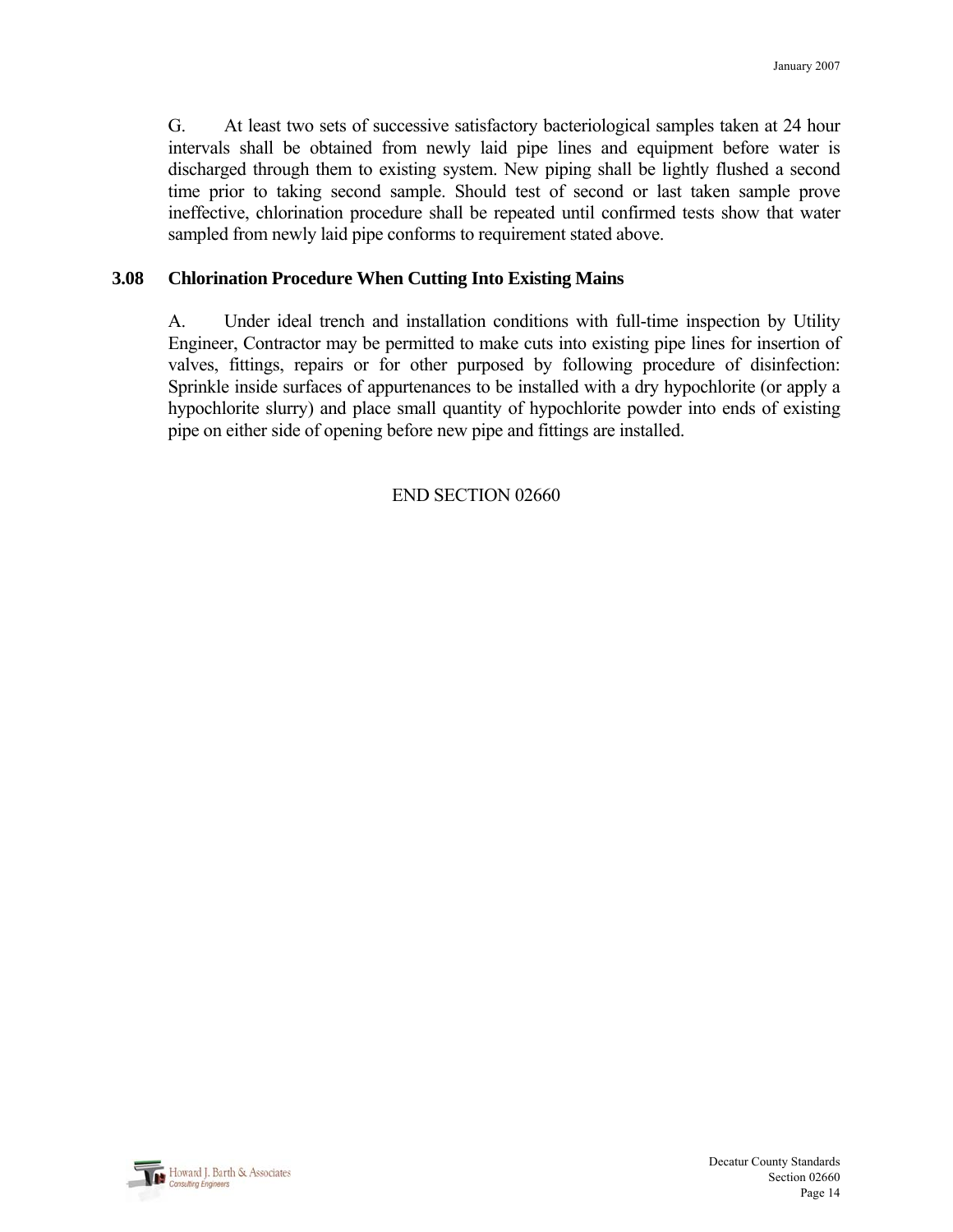G. At least two sets of successive satisfactory bacteriological samples taken at 24 hour intervals shall be obtained from newly laid pipe lines and equipment before water is discharged through them to existing system. New piping shall be lightly flushed a second time prior to taking second sample. Should test of second or last taken sample prove ineffective, chlorination procedure shall be repeated until confirmed tests show that water sampled from newly laid pipe conforms to requirement stated above.

### 3.08 Chlorination Procedure When Cutting Into Existing Mains

A. Under ideal trench and installation conditions with full-time inspection by Utility Engineer, Contractor may be permitted to make cuts into existing pipe lines for insertion of valves, fittings, repairs or for other purposed by following procedure of disinfection: Sprinkle inside surfaces of appurtenances to be installed with a dry hypochlorite (or apply a hypochlorite slurry) and place small quantity of hypochlorite powder into ends of existing pipe on either side of opening before new pipe and fittings are installed.

END SECTION 02660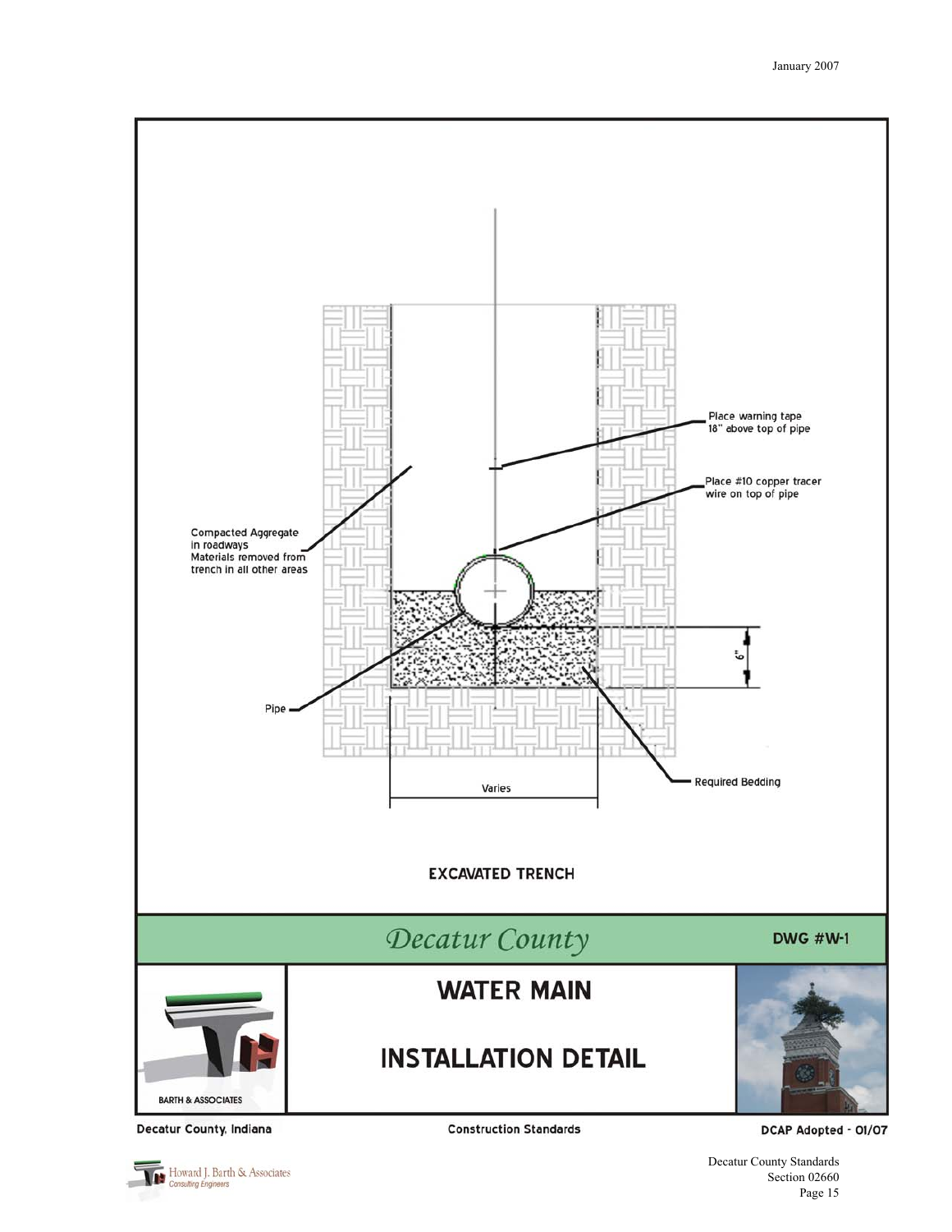Place warning tape
18" above top of pipe

Place #10 copper tracer
wire on top of pipe

Compacted Aggregate
in roadways
Materials removed from
trench in all other areas

Pipe

6"

Required Bedding

Varies

**EXCAVATED TRENCH**

*Decatur County*

**DWG #W-1**

BARTH & ASSOCIATES

# WATER MAIN

# INSTALLATION DETAIL

**Decatur County, Indiana** **Construction Standards** **DCAP Adopted - 01/07**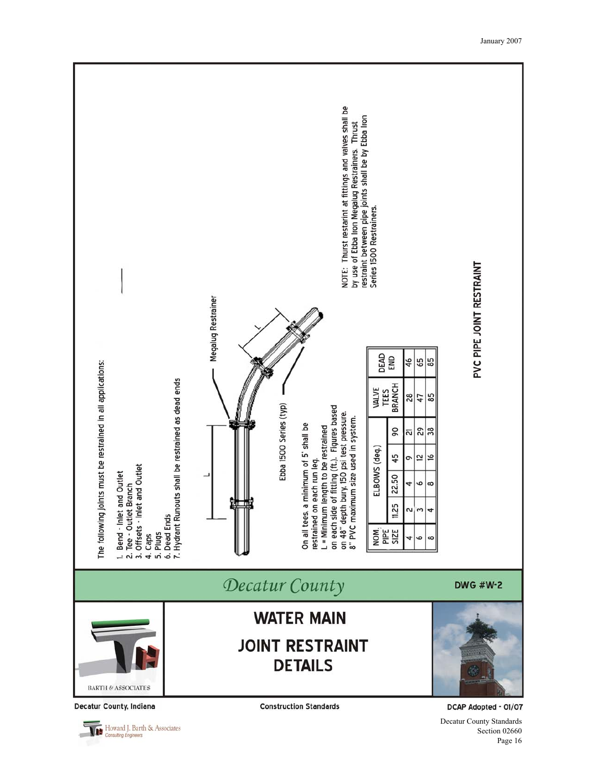The following joints must be restrained in all applications:

1. Bend - Inlet and Outlet
2. Tee - Outlet Branch
3. Offsets - Inlet and Outlet
4. Caps
5. Plugs
6. Dead Ends
7. Hydrant Runouts shall be restrained as dead ends

L

Megalug Restrainer

L

Ebba 1500 Series (typ)

On all tees, a minimum of 5' shall be restrained on each run leg.
L = Minimum length to be restrained on each side of fitting (ft.). Figures based on 48" depth bury. 150 psi test pressure. 8" PVC maximum size used in system.

| NOM. PIPE SIZE | ELBOWS (deg.) | | | | VALVE TEES BRANCH | DEAD END |
|---|---|---|---|---|---|---|
| | 11.25 | 22.50 | 45 | 90 | | |
| 4 | 2 | 4 | 9 | 21 | 28 | 46 |
| 6 | 3 | 6 | 12 | 29 | 47 | 65 |
| 8 | 4 | 8 | 16 | 38 | 85 | 85 |

NOTE: Thurst restarint at fittings and valves shall be by use of Ebba Iron Megalug Restrainers. Thrust restraint between pipe joints shall be by Ebba Iron Series 1500 Restrainers.

**PVC PIPE JOINT RESTRAINT**

*Decatur County*

**DWG #W-2**

BARTH & ASSOCIATES

# WATER MAIN JOINT RESTRAINT DETAILS

Decatur County, Indiana — Construction Standards — DCAP Adopted - 01/07

Howard J. Barth & Associates Consulting Engineers

Decatur County Standards
Section 02660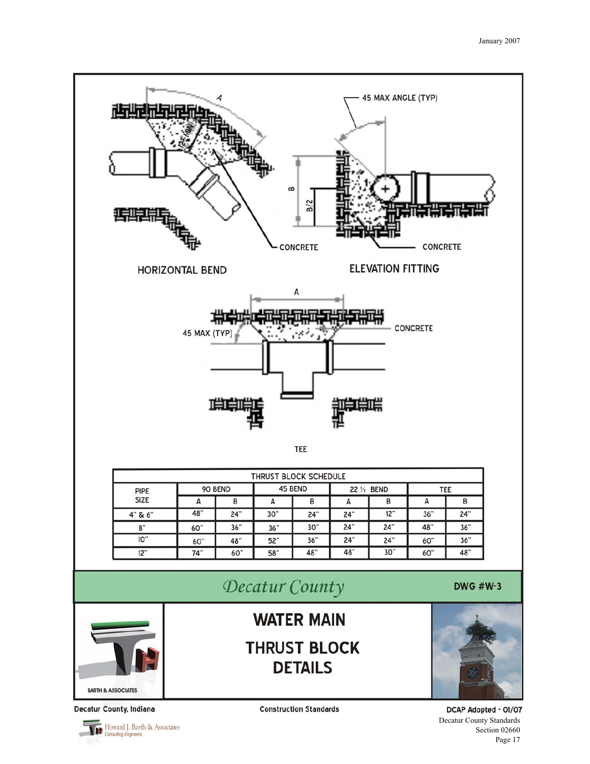A

12" MIN.

45 MAX ANGLE (TYP)

B

B/2

CONCRETE

CONCRETE

HORIZONTAL BEND

ELEVATION FITTING

A

45 MAX (TYP)

CONCRETE

TEE

| THRUST BLOCK SCHEDULE | | | | | | | | |
|---|---|---|---|---|---|---|---|---|
| PIPE SIZE | 90 BEND | | 45 BEND | | 22 ½ BEND | | TEE | |
| | A | B | A | B | A | B | A | B |
| 4" & 6" | 48" | 24" | 30" | 24" | 24" | 12" | 36" | 24" |
| 8" | 60" | 36" | 36" | 30" | 24" | 24" | 48" | 36" |
| 10" | 60" | 48" | 52" | 36" | 24" | 24" | 60" | 36" |
| 12" | 74" | 60" | 58" | 48" | 48" | 30" | 60" | 48" |

*Decatur County*

**DWG #W-3**

# WATER MAIN

# THRUST BLOCK DETAILS

BARTH & ASSOCIATES

Decatur County, Indiana

Construction Standards

DCAP Adopted - 01/07

Decatur County Standards

Section 02660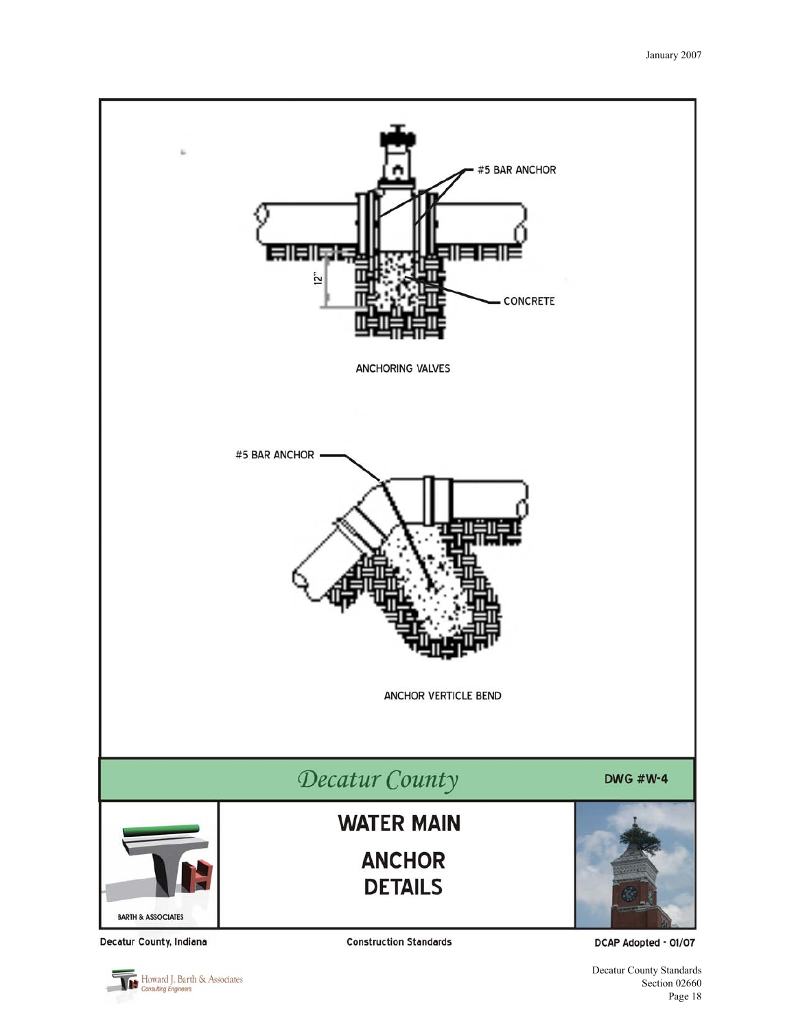#5 BAR ANCHOR

12"

CONCRETE

ANCHORING VALVES

#5 BAR ANCHOR

ANCHOR VERTICLE BEND

Decatur County

DWG #W-4

BARTH & ASSOCIATES

# WATER MAIN

## ANCHOR DETAILS

Decatur County, Indiana

Construction Standards

DCAP Adopted - 01/07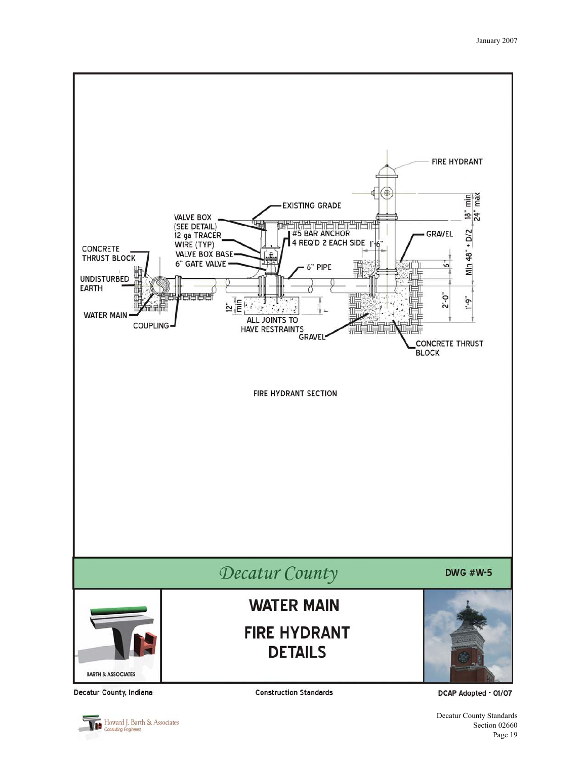FIRE HYDRANT

EXISTING GRADE

VALVE BOX (SEE DETAIL)

12 ga TRACER WIRE (TYP)

VALVE BOX BASE

6" GATE VALVE

#5 BAR ANCHOR 4 REQ'D 2 EACH SIDE

CONCRETE THRUST BLOCK

UNDISTURBED EARTH

WATER MAIN

COUPLING

6" PIPE

GRAVEL

12" min

ALL JOINTS TO HAVE RESTRAINTS

GRAVEL

CONCRETE THRUST BLOCK

1'-6"

18" min 24" max

Min 48" + D/2

6"

2'-0"

1'-9"

FIRE HYDRANT SECTION

# Decatur County

DWG #W-5

BARTH & ASSOCIATES

## WATER MAIN

## FIRE HYDRANT DETAILS

Decatur County, Indiana | Construction Standards | DCAP Adopted - 01/07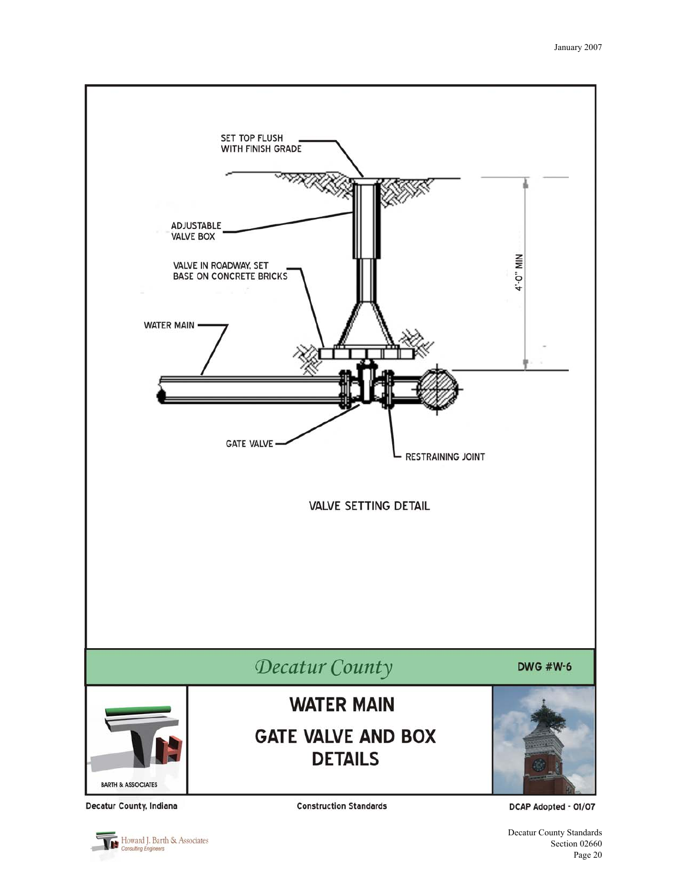SET TOP FLUSH WITH FINISH GRADE

ADJUSTABLE VALVE BOX

VALVE IN ROADWAY, SET BASE ON CONCRETE BRICKS

WATER MAIN

4'-0" MIN

GATE VALVE

RESTRAINING JOINT

VALVE SETTING DETAIL

*Decatur County*

DWG #W-6

BARTH & ASSOCIATES

# WATER MAIN

# GATE VALVE AND BOX DETAILS

Decatur County, Indiana

Construction Standards

DCAP Adopted - 01/07